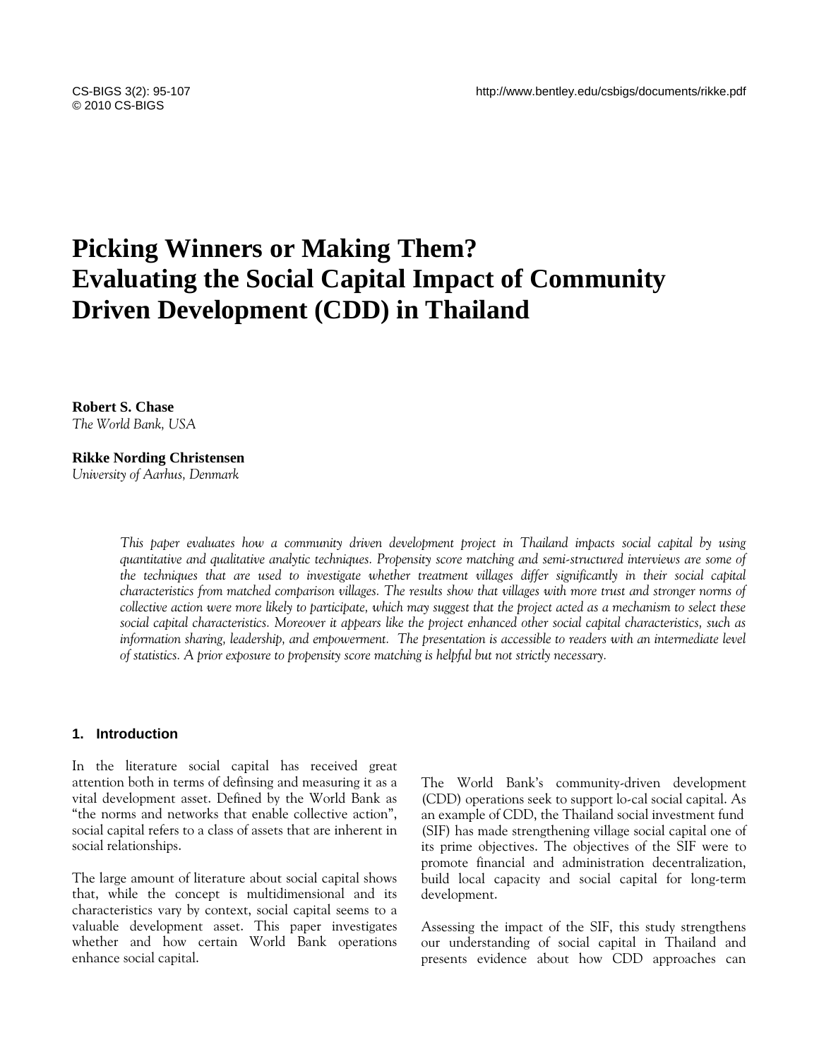# Picking Winners or Making Them? Evaluating the Social Capital Impact of Community Driven Development (CDD) in Thailand

**Robert S. Chase**
*The World Bank, USA*

**Rikke Nording Christensen**
*University of Aarhus, Denmark*

*This paper evaluates how a community driven development project in Thailand impacts social capital by using quantitative and qualitative analytic techniques. Propensity score matching and semi-structured interviews are some of the techniques that are used to investigate whether treatment villages differ significantly in their social capital characteristics from matched comparison villages. The results show that villages with more trust and stronger norms of collective action were more likely to participate, which may suggest that the project acted as a mechanism to select these social capital characteristics. Moreover it appears like the project enhanced other social capital characteristics, such as information sharing, leadership, and empowerment. The presentation is accessible to readers with an intermediate level of statistics. A prior exposure to propensity score matching is helpful but not strictly necessary.*

## 1. Introduction

In the literature social capital has received great attention both in terms of definsing and measuring it as a vital development asset. Defined by the World Bank as "the norms and networks that enable collective action", social capital refers to a class of assets that are inherent in social relationships.

The large amount of literature about social capital shows that, while the concept is multidimensional and its characteristics vary by context, social capital seems to a valuable development asset. This paper investigates whether and how certain World Bank operations enhance social capital.

The World Bank's community-driven development (CDD) operations seek to support lo-cal social capital. As an example of CDD, the Thailand social investment fund (SIF) has made strengthening village social capital one of its prime objectives. The objectives of the SIF were to promote financial and administration decentralization, build local capacity and social capital for long-term development.

Assessing the impact of the SIF, this study strengthens our understanding of social capital in Thailand and presents evidence about how CDD approaches can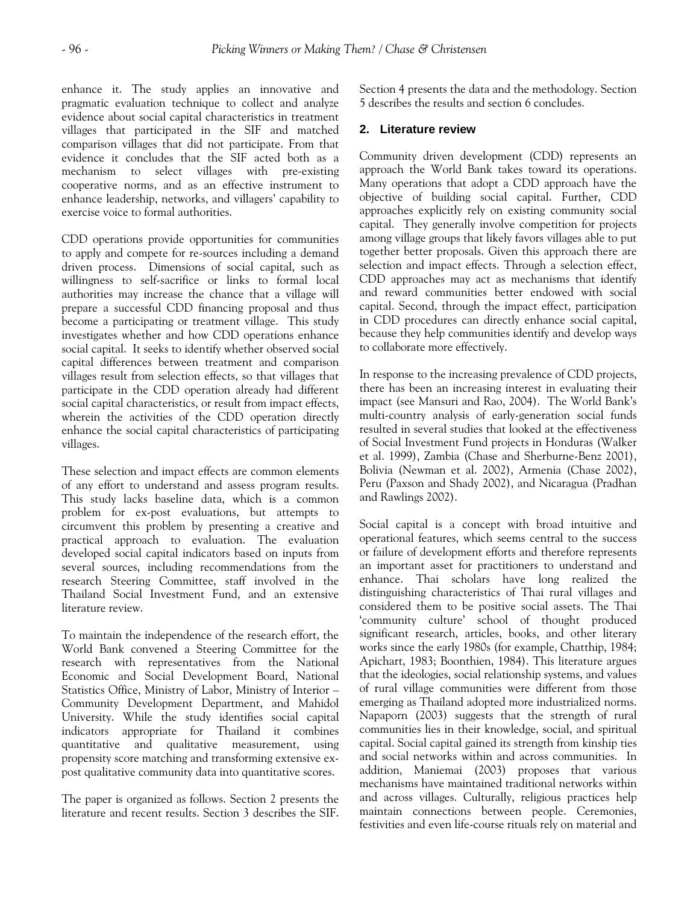enhance it. The study applies an innovative and pragmatic evaluation technique to collect and analyze evidence about social capital characteristics in treatment villages that participated in the SIF and matched comparison villages that did not participate. From that evidence it concludes that the SIF acted both as a mechanism to select villages with pre-existing cooperative norms, and as an effective instrument to enhance leadership, networks, and villagers' capability to exercise voice to formal authorities.

CDD operations provide opportunities for communities to apply and compete for re-sources including a demand driven process. Dimensions of social capital, such as willingness to self-sacrifice or links to formal local authorities may increase the chance that a village will prepare a successful CDD financing proposal and thus become a participating or treatment village. This study investigates whether and how CDD operations enhance social capital. It seeks to identify whether observed social capital differences between treatment and comparison villages result from selection effects, so that villages that participate in the CDD operation already had different social capital characteristics, or result from impact effects, wherein the activities of the CDD operation directly enhance the social capital characteristics of participating villages.

These selection and impact effects are common elements of any effort to understand and assess program results. This study lacks baseline data, which is a common problem for ex-post evaluations, but attempts to circumvent this problem by presenting a creative and practical approach to evaluation. The evaluation developed social capital indicators based on inputs from several sources, including recommendations from the research Steering Committee, staff involved in the Thailand Social Investment Fund, and an extensive literature review.

To maintain the independence of the research effort, the World Bank convened a Steering Committee for the research with representatives from the National Economic and Social Development Board, National Statistics Office, Ministry of Labor, Ministry of Interior – Community Development Department, and Mahidol University. While the study identifies social capital indicators appropriate for Thailand it combines quantitative and qualitative measurement, using propensity score matching and transforming extensive ex-post qualitative community data into quantitative scores.

The paper is organized as follows. Section 2 presents the literature and recent results. Section 3 describes the SIF. Section 4 presents the data and the methodology. Section 5 describes the results and section 6 concludes.

## 2. Literature review

Community driven development (CDD) represents an approach the World Bank takes toward its operations. Many operations that adopt a CDD approach have the objective of building social capital. Further, CDD approaches explicitly rely on existing community social capital. They generally involve competition for projects among village groups that likely favors villages able to put together better proposals. Given this approach there are selection and impact effects. Through a selection effect, CDD approaches may act as mechanisms that identify and reward communities better endowed with social capital. Second, through the impact effect, participation in CDD procedures can directly enhance social capital, because they help communities identify and develop ways to collaborate more effectively.

In response to the increasing prevalence of CDD projects, there has been an increasing interest in evaluating their impact (see Mansuri and Rao, 2004). The World Bank's multi-country analysis of early-generation social funds resulted in several studies that looked at the effectiveness of Social Investment Fund projects in Honduras (Walker et al. 1999), Zambia (Chase and Sherburne-Benz 2001), Bolivia (Newman et al. 2002), Armenia (Chase 2002), Peru (Paxson and Shady 2002), and Nicaragua (Pradhan and Rawlings 2002).

Social capital is a concept with broad intuitive and operational features, which seems central to the success or failure of development efforts and therefore represents an important asset for practitioners to understand and enhance. Thai scholars have long realized the distinguishing characteristics of Thai rural villages and considered them to be positive social assets. The Thai 'community culture' school of thought produced significant research, articles, books, and other literary works since the early 1980s (for example, Chatthip, 1984; Apichart, 1983; Boonthien, 1984). This literature argues that the ideologies, social relationship systems, and values of rural village communities were different from those emerging as Thailand adopted more industrialized norms. Napaporn (2003) suggests that the strength of rural communities lies in their knowledge, social, and spiritual capital. Social capital gained its strength from kinship ties and social networks within and across communities. In addition, Maniemai (2003) proposes that various mechanisms have maintained traditional networks within and across villages. Culturally, religious practices help maintain connections between people. Ceremonies, festivities and even life-course rituals rely on material and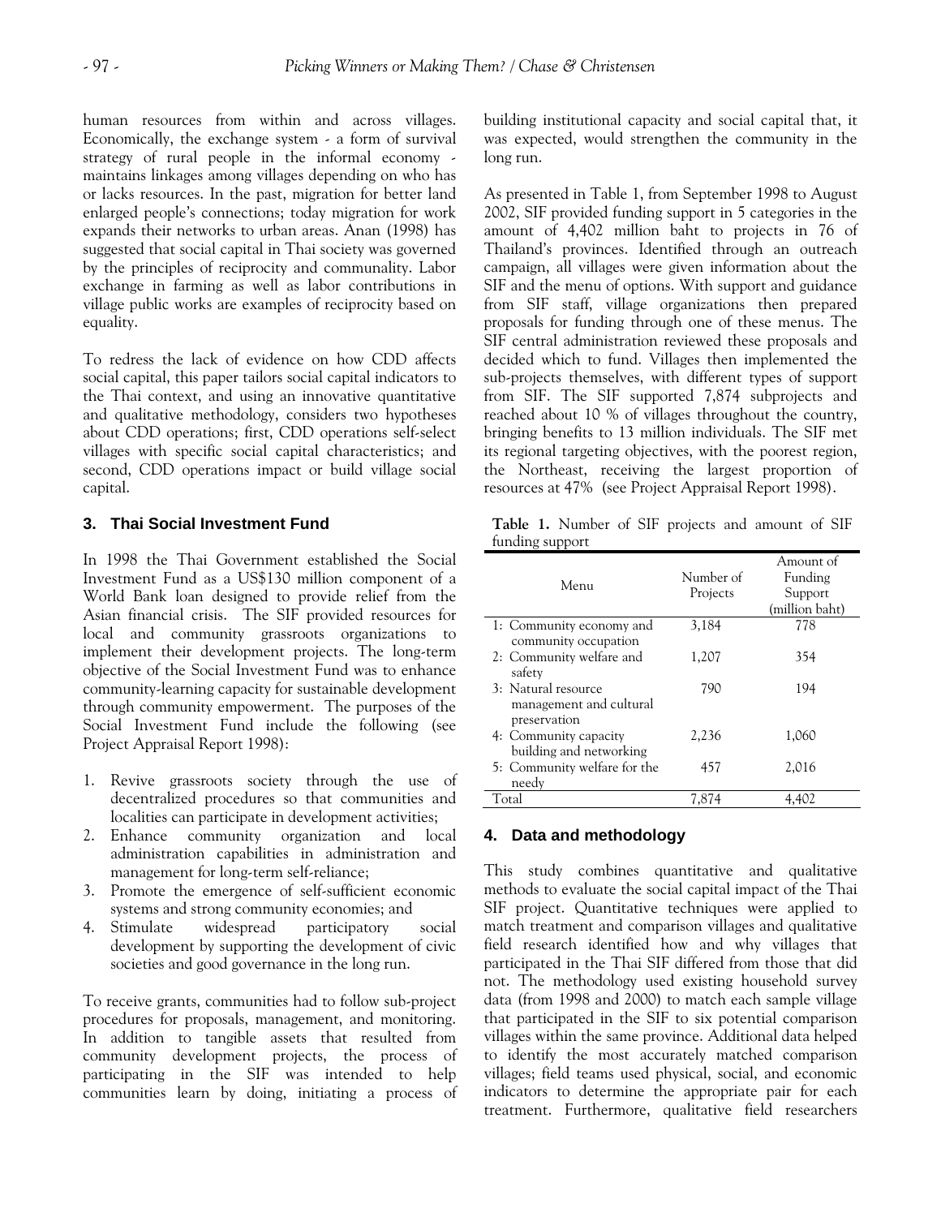human resources from within and across villages. Economically, the exchange system - a form of survival strategy of rural people in the informal economy - maintains linkages among villages depending on who has or lacks resources. In the past, migration for better land enlarged people's connections; today migration for work expands their networks to urban areas. Anan (1998) has suggested that social capital in Thai society was governed by the principles of reciprocity and communality. Labor exchange in farming as well as labor contributions in village public works are examples of reciprocity based on equality.

To redress the lack of evidence on how CDD affects social capital, this paper tailors social capital indicators to the Thai context, and using an innovative quantitative and qualitative methodology, considers two hypotheses about CDD operations; first, CDD operations self-select villages with specific social capital characteristics; and second, CDD operations impact or build village social capital.

## 3. Thai Social Investment Fund

In 1998 the Thai Government established the Social Investment Fund as a US$130 million component of a World Bank loan designed to provide relief from the Asian financial crisis. The SIF provided resources for local and community grassroots organizations to implement their development projects. The long-term objective of the Social Investment Fund was to enhance community-learning capacity for sustainable development through community empowerment. The purposes of the Social Investment Fund include the following (see Project Appraisal Report 1998):

1. Revive grassroots society through the use of decentralized procedures so that communities and localities can participate in development activities;
2. Enhance community organization and local administration capabilities in administration and management for long-term self-reliance;
3. Promote the emergence of self-sufficient economic systems and strong community economies; and
4. Stimulate widespread participatory social development by supporting the development of civic societies and good governance in the long run.

To receive grants, communities had to follow sub-project procedures for proposals, management, and monitoring. In addition to tangible assets that resulted from community development projects, the process of participating in the SIF was intended to help communities learn by doing, initiating a process of building institutional capacity and social capital that, it was expected, would strengthen the community in the long run.

As presented in Table 1, from September 1998 to August 2002, SIF provided funding support in 5 categories in the amount of 4,402 million baht to projects in 76 of Thailand's provinces. Identified through an outreach campaign, all villages were given information about the SIF and the menu of options. With support and guidance from SIF staff, village organizations then prepared proposals for funding through one of these menus. The SIF central administration reviewed these proposals and decided which to fund. Villages then implemented the sub-projects themselves, with different types of support from SIF. The SIF supported 7,874 subprojects and reached about 10 % of villages throughout the country, bringing benefits to 13 million individuals. The SIF met its regional targeting objectives, with the poorest region, the Northeast, receiving the largest proportion of resources at 47% (see Project Appraisal Report 1998).

**Table 1.** Number of SIF projects and amount of SIF funding support

| Menu | Number of Projects | Amount of Funding Support (million baht) |
|---|---|---|
| 1: Community economy and community occupation | 3,184 | 778 |
| 2: Community welfare and safety | 1,207 | 354 |
| 3: Natural resource management and cultural preservation | 790 | 194 |
| 4: Community capacity building and networking | 2,236 | 1,060 |
| 5: Community welfare for the needy | 457 | 2,016 |
| Total | 7,874 | 4,402 |

## 4. Data and methodology

This study combines quantitative and qualitative methods to evaluate the social capital impact of the Thai SIF project. Quantitative techniques were applied to match treatment and comparison villages and qualitative field research identified how and why villages that participated in the Thai SIF differed from those that did not. The methodology used existing household survey data (from 1998 and 2000) to match each sample village that participated in the SIF to six potential comparison villages within the same province. Additional data helped to identify the most accurately matched comparison villages; field teams used physical, social, and economic indicators to determine the appropriate pair for each treatment. Furthermore, qualitative field researchers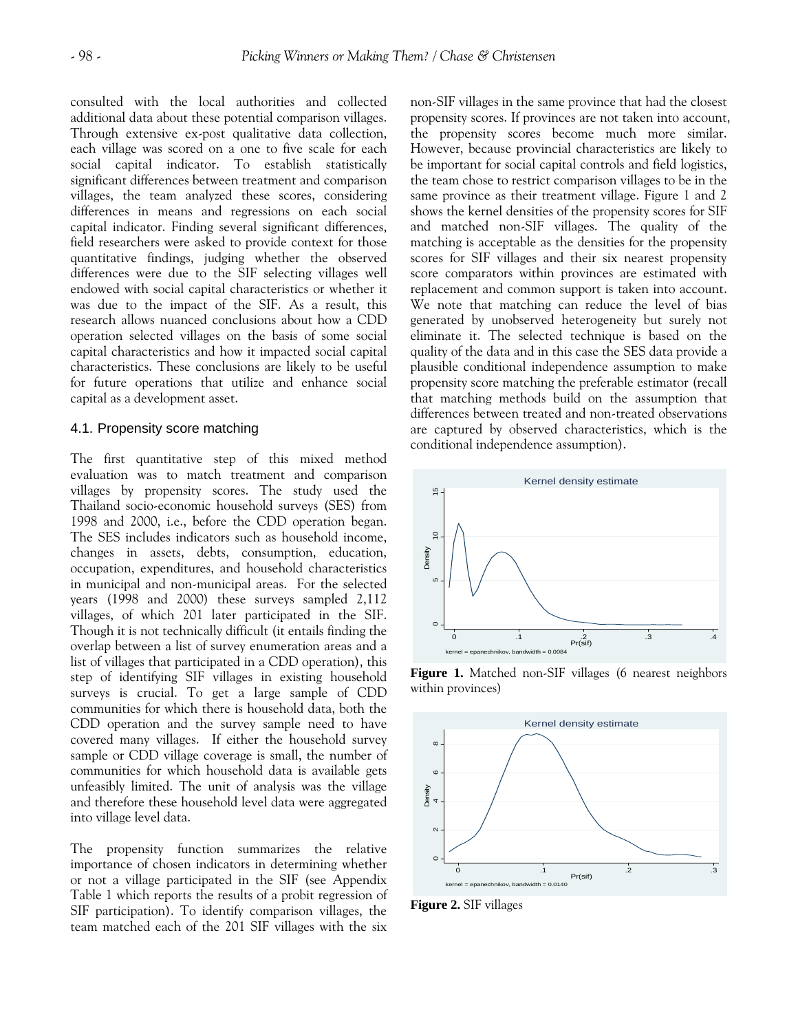consulted with the local authorities and collected additional data about these potential comparison villages. Through extensive ex-post qualitative data collection, each village was scored on a one to five scale for each social capital indicator. To establish statistically significant differences between treatment and comparison villages, the team analyzed these scores, considering differences in means and regressions on each social capital indicator. Finding several significant differences, field researchers were asked to provide context for those quantitative findings, judging whether the observed differences were due to the SIF selecting villages well endowed with social capital characteristics or whether it was due to the impact of the SIF. As a result, this research allows nuanced conclusions about how a CDD operation selected villages on the basis of some social capital characteristics and how it impacted social capital characteristics. These conclusions are likely to be useful for future operations that utilize and enhance social capital as a development asset.

### 4.1. Propensity score matching

The first quantitative step of this mixed method evaluation was to match treatment and comparison villages by propensity scores. The study used the Thailand socio-economic household surveys (SES) from 1998 and 2000, i.e., before the CDD operation began. The SES includes indicators such as household income, changes in assets, debts, consumption, education, occupation, expenditures, and household characteristics in municipal and non-municipal areas. For the selected years (1998 and 2000) these surveys sampled 2,112 villages, of which 201 later participated in the SIF. Though it is not technically difficult (it entails finding the overlap between a list of survey enumeration areas and a list of villages that participated in a CDD operation), this step of identifying SIF villages in existing household surveys is crucial. To get a large sample of CDD communities for which there is household data, both the CDD operation and the survey sample need to have covered many villages. If either the household survey sample or CDD village coverage is small, the number of communities for which household data is available gets unfeasibly limited. The unit of analysis was the village and therefore these household level data were aggregated into village level data.

The propensity function summarizes the relative importance of chosen indicators in determining whether or not a village participated in the SIF (see Appendix Table 1 which reports the results of a probit regression of SIF participation). To identify comparison villages, the team matched each of the 201 SIF villages with the six non-SIF villages in the same province that had the closest propensity scores. If provinces are not taken into account, the propensity scores become much more similar. However, because provincial characteristics are likely to be important for social capital controls and field logistics, the team chose to restrict comparison villages to be in the same province as their treatment village. Figure 1 and 2 shows the kernel densities of the propensity scores for SIF and matched non-SIF villages. The quality of the matching is acceptable as the densities for the propensity scores for SIF villages and their six nearest propensity score comparators within provinces are estimated with replacement and common support is taken into account. We note that matching can reduce the level of bias generated by unobserved heterogeneity but surely not eliminate it. The selected technique is based on the quality of the data and in this case the SES data provide a plausible conditional independence assumption to make propensity score matching the preferable estimator (recall that matching methods build on the assumption that differences between treated and non-treated observations are captured by observed characteristics, which is the conditional independence assumption).

**Figure 1.** Matched non-SIF villages (6 nearest neighbors within provinces)

**Figure 2.** SIF villages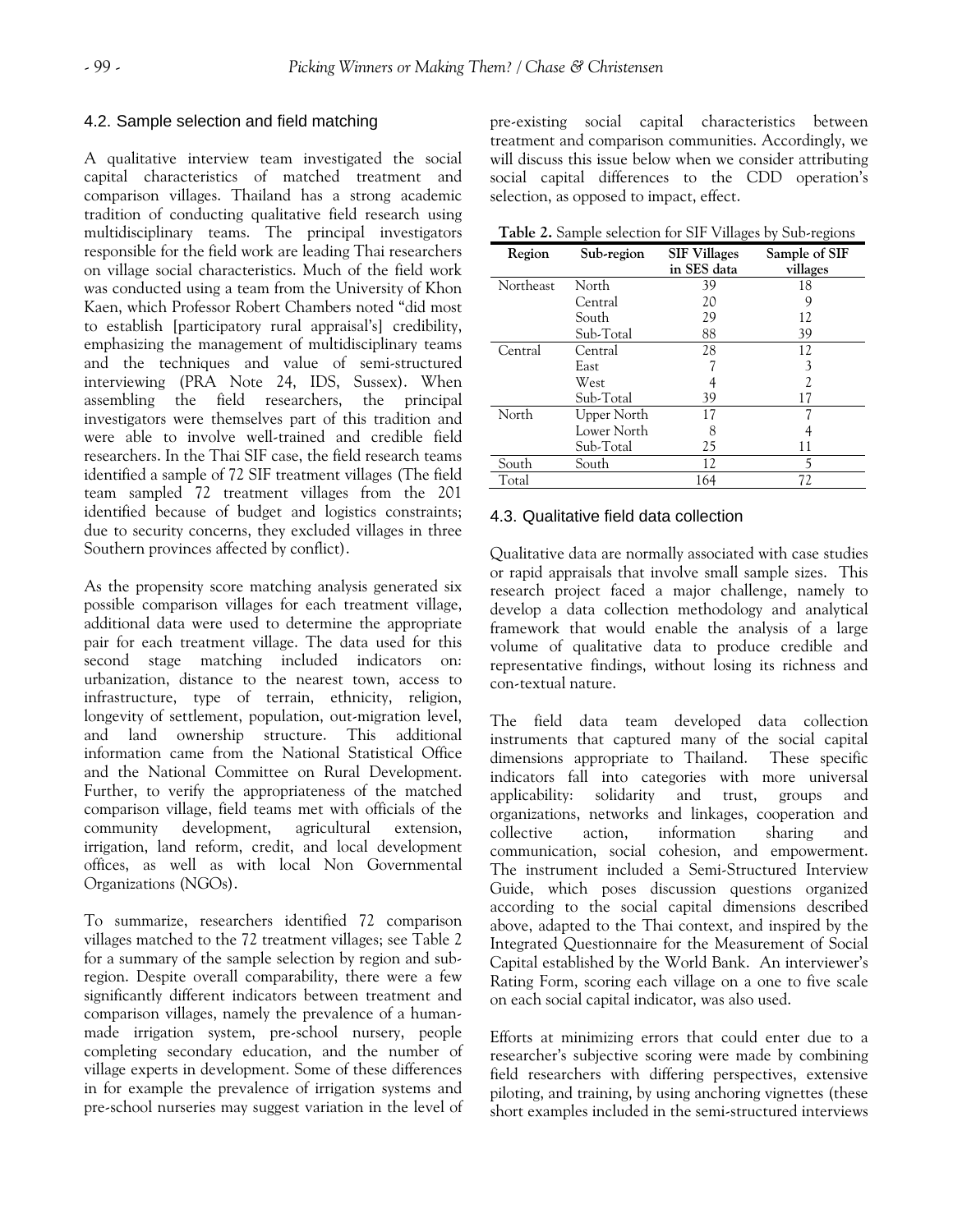### 4.2. Sample selection and field matching

A qualitative interview team investigated the social capital characteristics of matched treatment and comparison villages. Thailand has a strong academic tradition of conducting qualitative field research using multidisciplinary teams. The principal investigators responsible for the field work are leading Thai researchers on village social characteristics. Much of the field work was conducted using a team from the University of Khon Kaen, which Professor Robert Chambers noted "did most to establish [participatory rural appraisal's] credibility, emphasizing the management of multidisciplinary teams and the techniques and value of semi-structured interviewing (PRA Note 24, IDS, Sussex). When assembling the field researchers, the principal investigators were themselves part of this tradition and were able to involve well-trained and credible field researchers. In the Thai SIF case, the field research teams identified a sample of 72 SIF treatment villages (The field team sampled 72 treatment villages from the 201 identified because of budget and logistics constraints; due to security concerns, they excluded villages in three Southern provinces affected by conflict).

As the propensity score matching analysis generated six possible comparison villages for each treatment village, additional data were used to determine the appropriate pair for each treatment village. The data used for this second stage matching included indicators on: urbanization, distance to the nearest town, access to infrastructure, type of terrain, ethnicity, religion, longevity of settlement, population, out-migration level, and land ownership structure. This additional information came from the National Statistical Office and the National Committee on Rural Development. Further, to verify the appropriateness of the matched comparison village, field teams met with officials of the community development, agricultural extension, irrigation, land reform, credit, and local development offices, as well as with local Non Governmental Organizations (NGOs).

To summarize, researchers identified 72 comparison villages matched to the 72 treatment villages; see Table 2 for a summary of the sample selection by region and sub-region. Despite overall comparability, there were a few significantly different indicators between treatment and comparison villages, namely the prevalence of a human-made irrigation system, pre-school nursery, people completing secondary education, and the number of village experts in development. Some of these differences in for example the prevalence of irrigation systems and pre-school nurseries may suggest variation in the level of pre-existing social capital characteristics between treatment and comparison communities. Accordingly, we will discuss this issue below when we consider attributing social capital differences to the CDD operation's selection, as opposed to impact, effect.

**Table 2.** Sample selection for SIF Villages by Sub-regions

| Region | Sub-region | SIF Villages in SES data | Sample of SIF villages |
|---|---|---|---|
| Northeast | North | 39 | 18 |
| | Central | 20 | 9 |
| | South | 29 | 12 |
| | Sub-Total | 88 | 39 |
| Central | Central | 28 | 12 |
| | East | 7 | 3 |
| | West | 4 | 2 |
| | Sub-Total | 39 | 17 |
| North | Upper North | 17 | 7 |
| | Lower North | 8 | 4 |
| | Sub-Total | 25 | 11 |
| South | South | 12 | 5 |
| Total | | 164 | 72 |

### 4.3. Qualitative field data collection

Qualitative data are normally associated with case studies or rapid appraisals that involve small sample sizes. This research project faced a major challenge, namely to develop a data collection methodology and analytical framework that would enable the analysis of a large volume of qualitative data to produce credible and representative findings, without losing its richness and con-textual nature.

The field data team developed data collection instruments that captured many of the social capital dimensions appropriate to Thailand. These specific indicators fall into categories with more universal applicability: solidarity and trust, groups and organizations, networks and linkages, cooperation and collective action, information sharing and communication, social cohesion, and empowerment. The instrument included a Semi-Structured Interview Guide, which poses discussion questions organized according to the social capital dimensions described above, adapted to the Thai context, and inspired by the Integrated Questionnaire for the Measurement of Social Capital established by the World Bank. An interviewer's Rating Form, scoring each village on a one to five scale on each social capital indicator, was also used.

Efforts at minimizing errors that could enter due to a researcher's subjective scoring were made by combining field researchers with differing perspectives, extensive piloting, and training, by using anchoring vignettes (these short examples included in the semi-structured interviews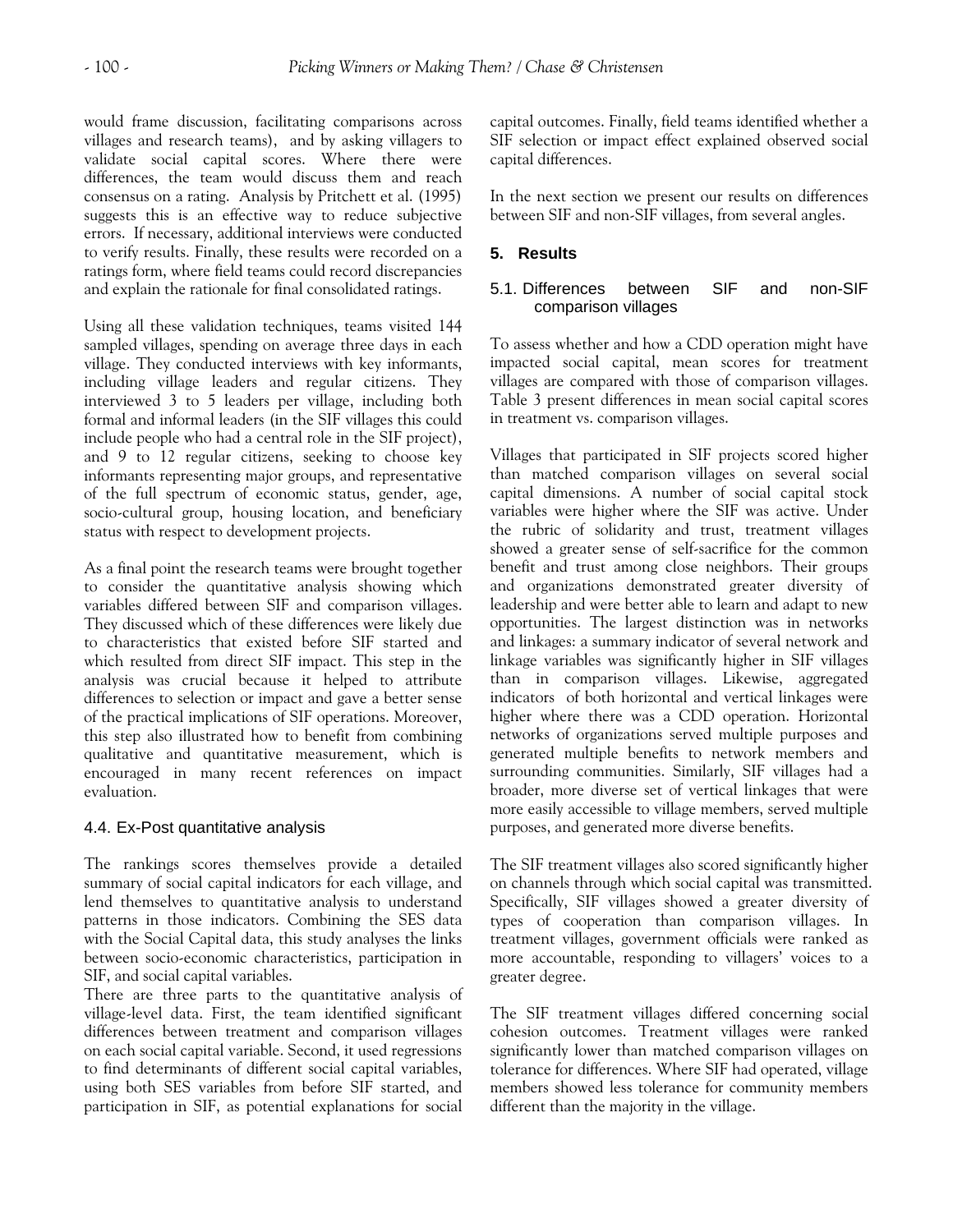would frame discussion, facilitating comparisons across villages and research teams), and by asking villagers to validate social capital scores. Where there were differences, the team would discuss them and reach consensus on a rating. Analysis by Pritchett et al. (1995) suggests this is an effective way to reduce subjective errors. If necessary, additional interviews were conducted to verify results. Finally, these results were recorded on a ratings form, where field teams could record discrepancies and explain the rationale for final consolidated ratings.

Using all these validation techniques, teams visited 144 sampled villages, spending on average three days in each village. They conducted interviews with key informants, including village leaders and regular citizens. They interviewed 3 to 5 leaders per village, including both formal and informal leaders (in the SIF villages this could include people who had a central role in the SIF project), and 9 to 12 regular citizens, seeking to choose key informants representing major groups, and representative of the full spectrum of economic status, gender, age, socio-cultural group, housing location, and beneficiary status with respect to development projects.

As a final point the research teams were brought together to consider the quantitative analysis showing which variables differed between SIF and comparison villages. They discussed which of these differences were likely due to characteristics that existed before SIF started and which resulted from direct SIF impact. This step in the analysis was crucial because it helped to attribute differences to selection or impact and gave a better sense of the practical implications of SIF operations. Moreover, this step also illustrated how to benefit from combining qualitative and quantitative measurement, which is encouraged in many recent references on impact evaluation.

### 4.4. Ex-Post quantitative analysis

The rankings scores themselves provide a detailed summary of social capital indicators for each village, and lend themselves to quantitative analysis to understand patterns in those indicators. Combining the SES data with the Social Capital data, this study analyses the links between socio-economic characteristics, participation in SIF, and social capital variables.

There are three parts to the quantitative analysis of village-level data. First, the team identified significant differences between treatment and comparison villages on each social capital variable. Second, it used regressions to find determinants of different social capital variables, using both SES variables from before SIF started, and participation in SIF, as potential explanations for social capital outcomes. Finally, field teams identified whether a SIF selection or impact effect explained observed social capital differences.

In the next section we present our results on differences between SIF and non-SIF villages, from several angles.

## 5. Results

### 5.1. Differences between SIF and non-SIF comparison villages

To assess whether and how a CDD operation might have impacted social capital, mean scores for treatment villages are compared with those of comparison villages. Table 3 present differences in mean social capital scores in treatment vs. comparison villages.

Villages that participated in SIF projects scored higher than matched comparison villages on several social capital dimensions. A number of social capital stock variables were higher where the SIF was active. Under the rubric of solidarity and trust, treatment villages showed a greater sense of self-sacrifice for the common benefit and trust among close neighbors. Their groups and organizations demonstrated greater diversity of leadership and were better able to learn and adapt to new opportunities. The largest distinction was in networks and linkages: a summary indicator of several network and linkage variables was significantly higher in SIF villages than in comparison villages. Likewise, aggregated indicators of both horizontal and vertical linkages were higher where there was a CDD operation. Horizontal networks of organizations served multiple purposes and generated multiple benefits to network members and surrounding communities. Similarly, SIF villages had a broader, more diverse set of vertical linkages that were more easily accessible to village members, served multiple purposes, and generated more diverse benefits.

The SIF treatment villages also scored significantly higher on channels through which social capital was transmitted. Specifically, SIF villages showed a greater diversity of types of cooperation than comparison villages. In treatment villages, government officials were ranked as more accountable, responding to villagers' voices to a greater degree.

The SIF treatment villages differed concerning social cohesion outcomes. Treatment villages were ranked significantly lower than matched comparison villages on tolerance for differences. Where SIF had operated, village members showed less tolerance for community members different than the majority in the village.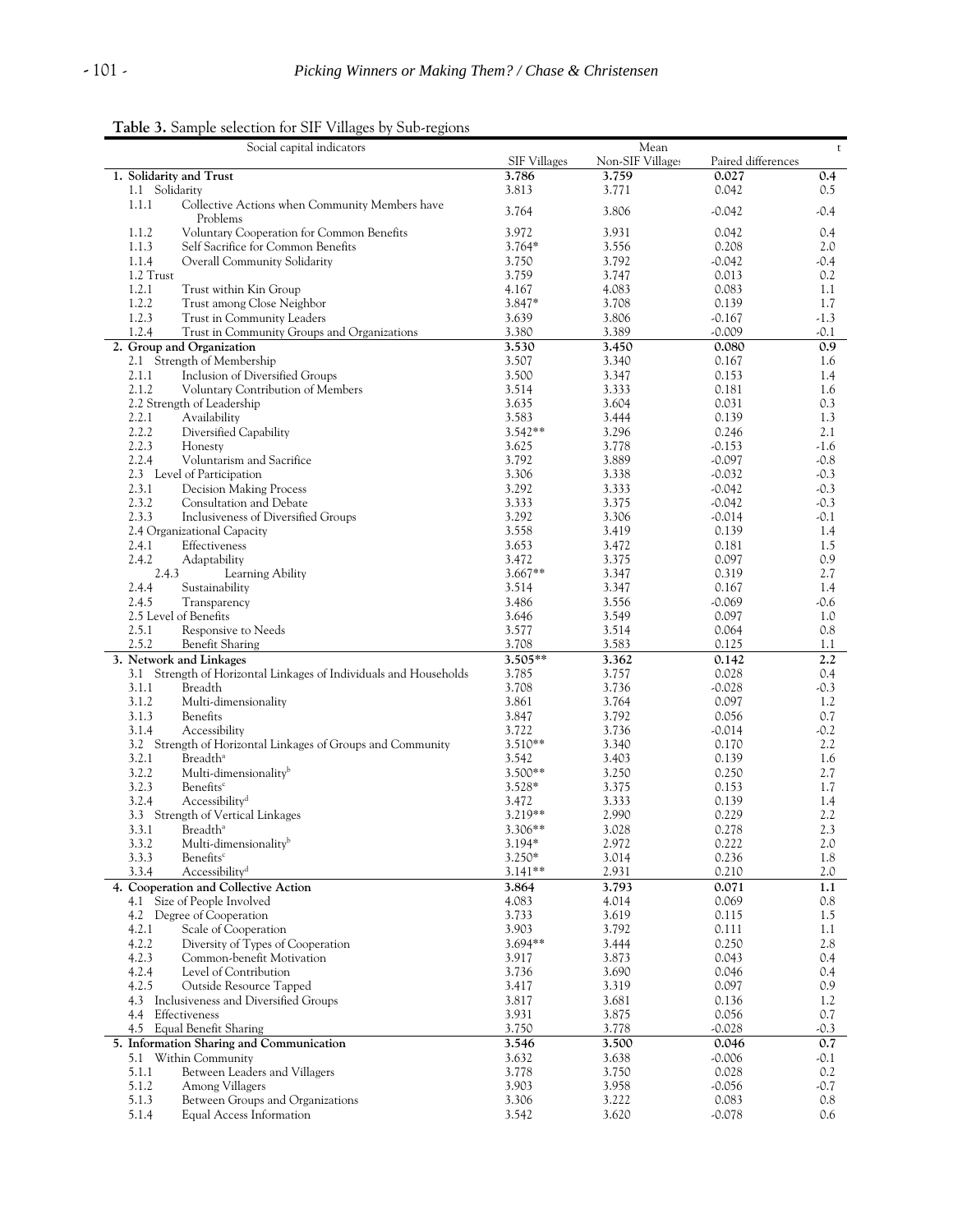**Table 3.** Sample selection for SIF Villages by Sub-regions

| Social capital indicators | Mean | | | t |
|---|---|---|---|---|
| | SIF Villages | Non-SIF Villages | Paired differences | |
| **1. Solidarity and Trust** | **3.786** | **3.759** | **0.027** | **0.4** |
| 1.1 Solidarity | 3.813 | 3.771 | 0.042 | 0.5 |
| 1.1.1 Collective Actions when Community Members have Problems | 3.764 | 3.806 | -0.042 | -0.4 |
| 1.1.2 Voluntary Cooperation for Common Benefits | 3.972 | 3.931 | 0.042 | 0.4 |
| 1.1.3 Self Sacrifice for Common Benefits | 3.764* | 3.556 | 0.208 | 2.0 |
| 1.1.4 Overall Community Solidarity | 3.750 | 3.792 | -0.042 | -0.4 |
| 1.2 Trust | 3.759 | 3.747 | 0.013 | 0.2 |
| 1.2.1 Trust within Kin Group | 4.167 | 4.083 | 0.083 | 1.1 |
| 1.2.2 Trust among Close Neighbor | 3.847* | 3.708 | 0.139 | 1.7 |
| 1.2.3 Trust in Community Leaders | 3.639 | 3.806 | -0.167 | -1.3 |
| 1.2.4 Trust in Community Groups and Organizations | 3.380 | 3.389 | -0.009 | -0.1 |
| **2. Group and Organization** | **3.530** | **3.450** | **0.080** | **0.9** |
| 2.1 Strength of Membership | 3.507 | 3.340 | 0.167 | 1.6 |
| 2.1.1 Inclusion of Diversified Groups | 3.500 | 3.347 | 0.153 | 1.4 |
| 2.1.2 Voluntary Contribution of Members | 3.514 | 3.333 | 0.181 | 1.6 |
| 2.2 Strength of Leadership | 3.635 | 3.604 | 0.031 | 0.3 |
| 2.2.1 Availability | 3.583 | 3.444 | 0.139 | 1.3 |
| 2.2.2 Diversified Capability | 3.542** | 3.296 | 0.246 | 2.1 |
| 2.2.3 Honesty | 3.625 | 3.778 | -0.153 | -1.6 |
| 2.2.4 Voluntarism and Sacrifice | 3.792 | 3.889 | -0.097 | -0.8 |
| 2.3 Level of Participation | 3.306 | 3.338 | -0.032 | -0.3 |
| 2.3.1 Decision Making Process | 3.292 | 3.333 | -0.042 | -0.3 |
| 2.3.2 Consultation and Debate | 3.333 | 3.375 | -0.042 | -0.3 |
| 2.3.3 Inclusiveness of Diversified Groups | 3.292 | 3.306 | -0.014 | -0.1 |
| 2.4 Organizational Capacity | 3.558 | 3.419 | 0.139 | 1.4 |
| 2.4.1 Effectiveness | 3.653 | 3.472 | 0.181 | 1.5 |
| 2.4.2 Adaptability | 3.472 | 3.375 | 0.097 | 0.9 |
| 2.4.3 Learning Ability | 3.667** | 3.347 | 0.319 | 2.7 |
| 2.4.4 Sustainability | 3.514 | 3.347 | 0.167 | 1.4 |
| 2.4.5 Transparency | 3.486 | 3.556 | -0.069 | -0.6 |
| 2.5 Level of Benefits | 3.646 | 3.549 | 0.097 | 1.0 |
| 2.5.1 Responsive to Needs | 3.577 | 3.514 | 0.064 | 0.8 |
| 2.5.2 Benefit Sharing | 3.708 | 3.583 | 0.125 | 1.1 |
| **3. Network and Linkages** | **3.505**** | **3.362** | **0.142** | **2.2** |
| 3.1 Strength of Horizontal Linkages of Individuals and Households | 3.785 | 3.757 | 0.028 | 0.4 |
| 3.1.1 Breadth | 3.708 | 3.736 | -0.028 | -0.3 |
| 3.1.2 Multi-dimensionality | 3.861 | 3.764 | 0.097 | 1.2 |
| 3.1.3 Benefits | 3.847 | 3.792 | 0.056 | 0.7 |
| 3.1.4 Accessibility | 3.722 | 3.736 | -0.014 | -0.2 |
| 3.2 Strength of Horizontal Linkages of Groups and Community | 3.510** | 3.340 | 0.170 | 2.2 |
| 3.2.1 Breadth[a] | 3.542 | 3.403 | 0.139 | 1.6 |
| 3.2.2 Multi-dimensionality[b] | 3.500** | 3.250 | 0.250 | 2.7 |
| 3.2.3 Benefits[c] | 3.528* | 3.375 | 0.153 | 1.7 |
| 3.2.4 Accessibility[d] | 3.472 | 3.333 | 0.139 | 1.4 |
| 3.3 Strength of Vertical Linkages | 3.219** | 2.990 | 0.229 | 2.2 |
| 3.3.1 Breadth[a] | 3.306** | 3.028 | 0.278 | 2.3 |
| 3.3.2 Multi-dimensionality[b] | 3.194* | 2.972 | 0.222 | 2.0 |
| 3.3.3 Benefits[c] | 3.250* | 3.014 | 0.236 | 1.8 |
| 3.3.4 Accessibility[d] | 3.141** | 2.931 | 0.210 | 2.0 |
| **4. Cooperation and Collective Action** | **3.864** | **3.793** | **0.071** | **1.1** |
| 4.1 Size of People Involved | 4.083 | 4.014 | 0.069 | 0.8 |
| 4.2 Degree of Cooperation | 3.733 | 3.619 | 0.115 | 1.5 |
| 4.2.1 Scale of Cooperation | 3.903 | 3.792 | 0.111 | 1.1 |
| 4.2.2 Diversity of Types of Cooperation | 3.694** | 3.444 | 0.250 | 2.8 |
| 4.2.3 Common-benefit Motivation | 3.917 | 3.873 | 0.043 | 0.4 |
| 4.2.4 Level of Contribution | 3.736 | 3.690 | 0.046 | 0.4 |
| 4.2.5 Outside Resource Tapped | 3.417 | 3.319 | 0.097 | 0.9 |
| 4.3 Inclusiveness and Diversified Groups | 3.817 | 3.681 | 0.136 | 1.2 |
| 4.4 Effectiveness | 3.931 | 3.875 | 0.056 | 0.7 |
| 4.5 Equal Benefit Sharing | 3.750 | 3.778 | -0.028 | -0.3 |
| **5. Information Sharing and Communication** | **3.546** | **3.500** | **0.046** | **0.7** |
| 5.1 Within Community | 3.632 | 3.638 | -0.006 | -0.1 |
| 5.1.1 Between Leaders and Villagers | 3.778 | 3.750 | 0.028 | 0.2 |
| 5.1.2 Among Villagers | 3.903 | 3.958 | -0.056 | -0.7 |
| 5.1.3 Between Groups and Organizations | 3.306 | 3.222 | 0.083 | 0.8 |
| 5.1.4 Equal Access Information | 3.542 | 3.620 | -0.078 | 0.6 |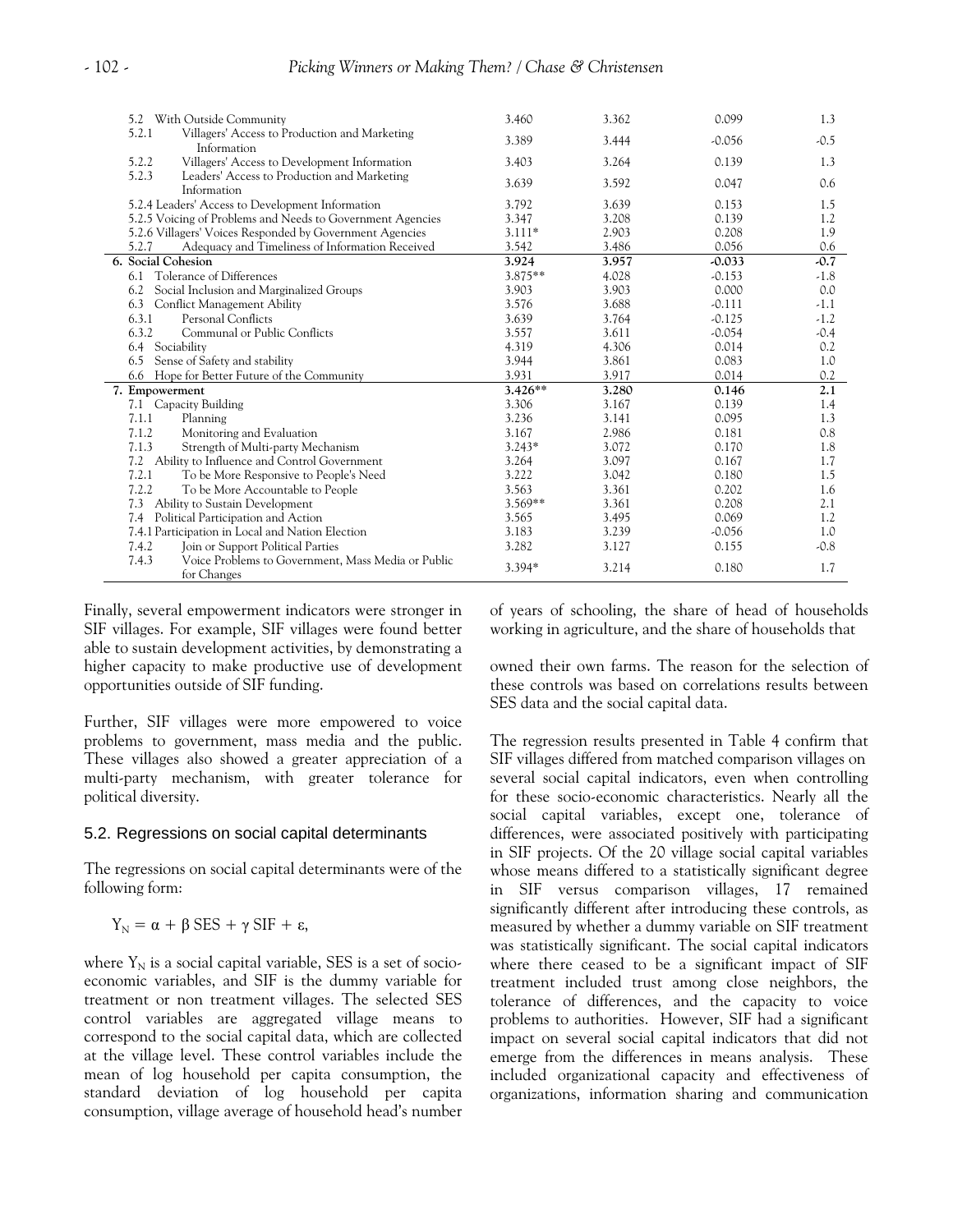| | | | | |
|---|---|---|---|---|
| 5.2 With Outside Community | 3.460 | 3.362 | 0.099 | 1.3 |
| 5.2.1 Villagers' Access to Production and Marketing Information | 3.389 | 3.444 | -0.056 | -0.5 |
| 5.2.2 Villagers' Access to Development Information | 3.403 | 3.264 | 0.139 | 1.3 |
| 5.2.3 Leaders' Access to Production and Marketing Information | 3.639 | 3.592 | 0.047 | 0.6 |
| 5.2.4 Leaders' Access to Development Information | 3.792 | 3.639 | 0.153 | 1.5 |
| 5.2.5 Voicing of Problems and Needs to Government Agencies | 3.347 | 3.208 | 0.139 | 1.2 |
| 5.2.6 Villagers' Voices Responded by Government Agencies | 3.111* | 2.903 | 0.208 | 1.9 |
| 5.2.7 Adequacy and Timeliness of Information Received | 3.542 | 3.486 | 0.056 | 0.6 |
| **6. Social Cohesion** | **3.924** | **3.957** | **-0.033** | **-0.7** |
| 6.1 Tolerance of Differences | 3.875** | 4.028 | -0.153 | -1.8 |
| 6.2 Social Inclusion and Marginalized Groups | 3.903 | 3.903 | 0.000 | 0.0 |
| 6.3 Conflict Management Ability | 3.576 | 3.688 | -0.111 | -1.1 |
| 6.3.1 Personal Conflicts | 3.639 | 3.764 | -0.125 | -1.2 |
| 6.3.2 Communal or Public Conflicts | 3.557 | 3.611 | -0.054 | -0.4 |
| 6.4 Sociability | 4.319 | 4.306 | 0.014 | 0.2 |
| 6.5 Sense of Safety and stability | 3.944 | 3.861 | 0.083 | 1.0 |
| 6.6 Hope for Better Future of the Community | 3.931 | 3.917 | 0.014 | 0.2 |
| **7. Empowerment** | **3.426**** | **3.280** | **0.146** | **2.1** |
| 7.1 Capacity Building | 3.306 | 3.167 | 0.139 | 1.4 |
| 7.1.1 Planning | 3.236 | 3.141 | 0.095 | 1.3 |
| 7.1.2 Monitoring and Evaluation | 3.167 | 2.986 | 0.181 | 0.8 |
| 7.1.3 Strength of Multi-party Mechanism | 3.243* | 3.072 | 0.170 | 1.8 |
| 7.2 Ability to Influence and Control Government | 3.264 | 3.097 | 0.167 | 1.7 |
| 7.2.1 To be More Responsive to People's Need | 3.222 | 3.042 | 0.180 | 1.5 |
| 7.2.2 To be More Accountable to People | 3.563 | 3.361 | 0.202 | 1.6 |
| 7.3 Ability to Sustain Development | 3.569** | 3.361 | 0.208 | 2.1 |
| 7.4 Political Participation and Action | 3.565 | 3.495 | 0.069 | 1.2 |
| 7.4.1 Participation in Local and Nation Election | 3.183 | 3.239 | -0.056 | 1.0 |
| 7.4.2 Join or Support Political Parties | 3.282 | 3.127 | 0.155 | -0.8 |
| 7.4.3 Voice Problems to Government, Mass Media or Public for Changes | 3.394* | 3.214 | 0.180 | 1.7 |

Finally, several empowerment indicators were stronger in SIF villages. For example, SIF villages were found better able to sustain development activities, by demonstrating a higher capacity to make productive use of development opportunities outside of SIF funding.

Further, SIF villages were more empowered to voice problems to government, mass media and the public. These villages also showed a greater appreciation of a multi-party mechanism, with greater tolerance for political diversity.

## 5.2. Regressions on social capital determinants

The regressions on social capital determinants were of the following form:

$$Y_N = \alpha + \beta \text{ SES} + \gamma \text{ SIF} + \varepsilon,$$

where $Y_N$ is a social capital variable, SES is a set of socio-economic variables, and SIF is the dummy variable for treatment or non treatment villages. The selected SES control variables are aggregated village means to correspond to the social capital data, which are collected at the village level. These control variables include the mean of log household per capita consumption, the standard deviation of log household per capita consumption, village average of household head's number of years of schooling, the share of head of households working in agriculture, and the share of households that owned their own farms. The reason for the selection of these controls was based on correlations results between SES data and the social capital data.

The regression results presented in Table 4 confirm that SIF villages differed from matched comparison villages on several social capital indicators, even when controlling for these socio-economic characteristics. Nearly all the social capital variables, except one, tolerance of differences, were associated positively with participating in SIF projects. Of the 20 village social capital variables whose means differed to a statistically significant degree in SIF versus comparison villages, 17 remained significantly different after introducing these controls, as measured by whether a dummy variable on SIF treatment was statistically significant. The social capital indicators where there ceased to be a significant impact of SIF treatment included trust among close neighbors, the tolerance of differences, and the capacity to voice problems to authorities. However, SIF had a significant impact on several social capital indicators that did not emerge from the differences in means analysis. These included organizational capacity and effectiveness of organizations, information sharing and communication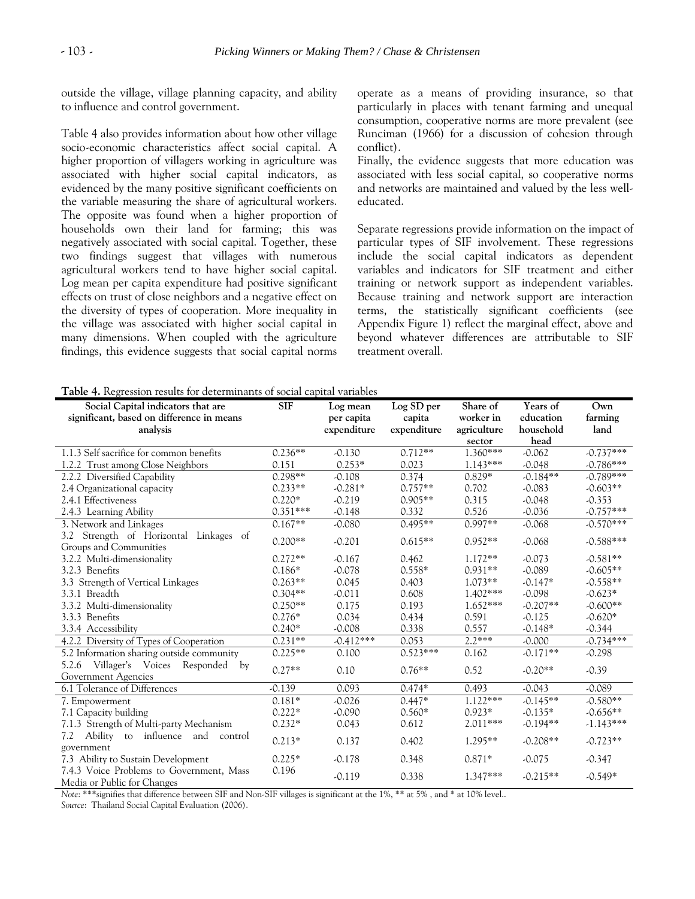outside the village, village planning capacity, and ability to influence and control government.

Table 4 also provides information about how other village socio-economic characteristics affect social capital. A higher proportion of villagers working in agriculture was associated with higher social capital indicators, as evidenced by the many positive significant coefficients on the variable measuring the share of agricultural workers. The opposite was found when a higher proportion of households own their land for farming; this was negatively associated with social capital. Together, these two findings suggest that villages with numerous agricultural workers tend to have higher social capital. Log mean per capita expenditure had positive significant effects on trust of close neighbors and a negative effect on the diversity of types of cooperation. More inequality in the village was associated with higher social capital in many dimensions. When coupled with the agriculture findings, this evidence suggests that social capital norms operate as a means of providing insurance, so that particularly in places with tenant farming and unequal consumption, cooperative norms are more prevalent (see Runciman (1966) for a discussion of cohesion through conflict).

Finally, the evidence suggests that more education was associated with less social capital, so cooperative norms and networks are maintained and valued by the less well-educated.

Separate regressions provide information on the impact of particular types of SIF involvement. These regressions include the social capital indicators as dependent variables and indicators for SIF treatment and either training or network support as independent variables. Because training and network support are interaction terms, the statistically significant coefficients (see Appendix Figure 1) reflect the marginal effect, above and beyond whatever differences are attributable to SIF treatment overall.

**Table 4.** Regression results for determinants of social capital variables

| Social Capital indicators that are significant, based on difference in means analysis | SIF | Log mean per capita expenditure | Log SD per capita expenditure | Share of worker in agriculture sector | Years of education household head | Own farming land |
|---|---|---|---|---|---|---|
| 1.1.3 Self sacrifice for common benefits | 0.236** | -0.130 | 0.712** | 1.360*** | -0.062 | -0.737*** |
| 1.2.2 Trust among Close Neighbors | 0.151 | 0.253* | 0.023 | 1.143*** | -0.048 | -0.786*** |
| 2.2.2 Diversified Capability | 0.298** | -0.108 | 0.374 | 0.829* | -0.184** | -0.789*** |
| 2.4 Organizational capacity | 0.233** | -0.281* | 0.757** | 0.702 | -0.083 | -0.603** |
| 2.4.1 Effectiveness | 0.220* | -0.219 | 0.905** | 0.315 | -0.048 | -0.353 |
| 2.4.3 Learning Ability | 0.351*** | -0.148 | 0.332 | 0.526 | -0.036 | -0.757*** |
| 3. Network and Linkages | 0.167** | -0.080 | 0.495** | 0.997** | -0.068 | -0.570*** |
| 3.2 Strength of Horizontal Linkages of Groups and Communities | 0.200** | -0.201 | 0.615** | 0.952** | -0.068 | -0.588*** |
| 3.2.2 Multi-dimensionality | 0.272** | -0.167 | 0.462 | 1.172** | -0.073 | -0.581** |
| 3.2.3 Benefits | 0.186* | -0.078 | 0.558* | 0.931** | -0.089 | -0.605** |
| 3.3 Strength of Vertical Linkages | 0.263** | 0.045 | 0.403 | 1.073** | -0.147* | -0.558** |
| 3.3.1 Breadth | 0.304** | -0.011 | 0.608 | 1.402*** | -0.098 | -0.623* |
| 3.3.2 Multi-dimensionality | 0.250** | 0.175 | 0.193 | 1.652*** | -0.207** | -0.600** |
| 3.3.3 Benefits | 0.276* | 0.034 | 0.434 | 0.591 | -0.125 | -0.620* |
| 3.3.4 Accessibility | 0.240* | -0.008 | 0.338 | 0.557 | -0.148* | -0.344 |
| 4.2.2 Diversity of Types of Cooperation | 0.231** | -0.412*** | 0.053 | 2.2*** | -0.000 | -0.734*** |
| 5.2 Information sharing outside community | 0.225** | 0.100 | 0.523*** | 0.162 | -0.171** | -0.298 |
| 5.2.6 Villager's Voices Responded by Government Agencies | 0.27** | 0.10 | 0.76** | 0.52 | -0.20** | -0.39 |
| 6.1 Tolerance of Differences | -0.139 | 0.093 | 0.474* | 0.493 | -0.043 | -0.089 |
| 7. Empowerment | 0.181* | -0.026 | 0.447* | 1.122*** | -0.145** | -0.580** |
| 7.1 Capacity building | 0.222* | -0.090 | 0.560* | 0.923* | -0.135* | -0.656** |
| 7.1.3 Strength of Multi-party Mechanism | 0.232* | 0.043 | 0.612 | 2.011*** | -0.194** | -1.143*** |
| 7.2 Ability to influence and control government | 0.213* | 0.137 | 0.402 | 1.295** | -0.208** | -0.723** |
| 7.3 Ability to Sustain Development | 0.225* | -0.178 | 0.348 | 0.871* | -0.075 | -0.347 |
| 7.4.3 Voice Problems to Government, Mass Media or Public for Changes | 0.196 | -0.119 | 0.338 | 1.347*** | -0.215** | -0.549* |

*Note*: ***signifies that difference between SIF and Non-SIF villages is significant at the 1%, ** at 5% , and * at 10% level..
*Source*: Thailand Social Capital Evaluation (2006).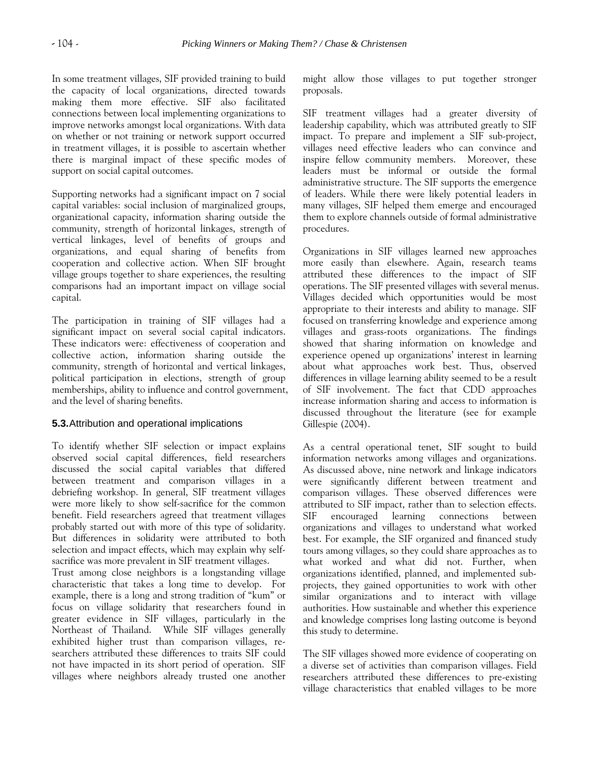In some treatment villages, SIF provided training to build the capacity of local organizations, directed towards making them more effective. SIF also facilitated connections between local implementing organizations to improve networks amongst local organizations. With data on whether or not training or network support occurred in treatment villages, it is possible to ascertain whether there is marginal impact of these specific modes of support on social capital outcomes.

Supporting networks had a significant impact on 7 social capital variables: social inclusion of marginalized groups, organizational capacity, information sharing outside the community, strength of horizontal linkages, strength of vertical linkages, level of benefits of groups and organizations, and equal sharing of benefits from cooperation and collective action. When SIF brought village groups together to share experiences, the resulting comparisons had an important impact on village social capital.

The participation in training of SIF villages had a significant impact on several social capital indicators. These indicators were: effectiveness of cooperation and collective action, information sharing outside the community, strength of horizontal and vertical linkages, political participation in elections, strength of group memberships, ability to influence and control government, and the level of sharing benefits.

### 5.3. Attribution and operational implications

To identify whether SIF selection or impact explains observed social capital differences, field researchers discussed the social capital variables that differed between treatment and comparison villages in a debriefing workshop. In general, SIF treatment villages were more likely to show self-sacrifice for the common benefit. Field researchers agreed that treatment villages probably started out with more of this type of solidarity. But differences in solidarity were attributed to both selection and impact effects, which may explain why self-sacrifice was more prevalent in SIF treatment villages.

Trust among close neighbors is a longstanding village characteristic that takes a long time to develop. For example, there is a long and strong tradition of "kum" or focus on village solidarity that researchers found in greater evidence in SIF villages, particularly in the Northeast of Thailand. While SIF villages generally exhibited higher trust than comparison villages, researchers attributed these differences to traits SIF could not have impacted in its short period of operation. SIF villages where neighbors already trusted one another might allow those villages to put together stronger proposals.

SIF treatment villages had a greater diversity of leadership capability, which was attributed greatly to SIF impact. To prepare and implement a SIF sub-project, villages need effective leaders who can convince and inspire fellow community members. Moreover, these leaders must be informal or outside the formal administrative structure. The SIF supports the emergence of leaders. While there were likely potential leaders in many villages, SIF helped them emerge and encouraged them to explore channels outside of formal administrative procedures.

Organizations in SIF villages learned new approaches more easily than elsewhere. Again, research teams attributed these differences to the impact of SIF operations. The SIF presented villages with several menus. Villages decided which opportunities would be most appropriate to their interests and ability to manage. SIF focused on transferring knowledge and experience among villages and grass-roots organizations. The findings showed that sharing information on knowledge and experience opened up organizations' interest in learning about what approaches work best. Thus, observed differences in village learning ability seemed to be a result of SIF involvement. The fact that CDD approaches increase information sharing and access to information is discussed throughout the literature (see for example Gillespie (2004).

As a central operational tenet, SIF sought to build information networks among villages and organizations. As discussed above, nine network and linkage indicators were significantly different between treatment and comparison villages. These observed differences were attributed to SIF impact, rather than to selection effects. SIF encouraged learning connections between organizations and villages to understand what worked best. For example, the SIF organized and financed study tours among villages, so they could share approaches as to what worked and what did not. Further, when organizations identified, planned, and implemented sub-projects, they gained opportunities to work with other similar organizations and to interact with village authorities. How sustainable and whether this experience and knowledge comprises long lasting outcome is beyond this study to determine.

The SIF villages showed more evidence of cooperating on a diverse set of activities than comparison villages. Field researchers attributed these differences to pre-existing village characteristics that enabled villages to be more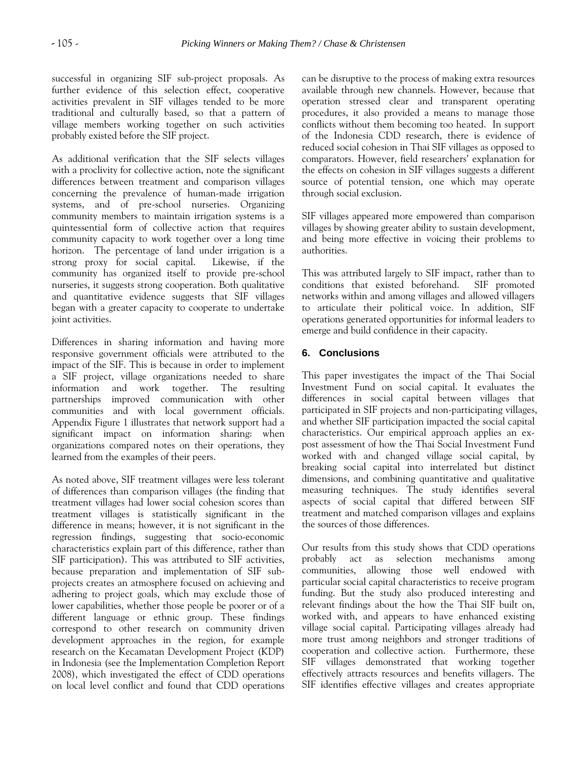successful in organizing SIF sub-project proposals. As further evidence of this selection effect, cooperative activities prevalent in SIF villages tended to be more traditional and culturally based, so that a pattern of village members working together on such activities probably existed before the SIF project.

As additional verification that the SIF selects villages with a proclivity for collective action, note the significant differences between treatment and comparison villages concerning the prevalence of human-made irrigation systems, and of pre-school nurseries. Organizing community members to maintain irrigation systems is a quintessential form of collective action that requires community capacity to work together over a long time horizon. The percentage of land under irrigation is a strong proxy for social capital. Likewise, if the community has organized itself to provide pre-school nurseries, it suggests strong cooperation. Both qualitative and quantitative evidence suggests that SIF villages began with a greater capacity to cooperate to undertake joint activities.

Differences in sharing information and having more responsive government officials were attributed to the impact of the SIF. This is because in order to implement a SIF project, village organizations needed to share information and work together. The resulting partnerships improved communication with other communities and with local government officials. Appendix Figure 1 illustrates that network support had a significant impact on information sharing: when organizations compared notes on their operations, they learned from the examples of their peers.

As noted above, SIF treatment villages were less tolerant of differences than comparison villages (the finding that treatment villages had lower social cohesion scores than treatment villages is statistically significant in the difference in means; however, it is not significant in the regression findings, suggesting that socio-economic characteristics explain part of this difference, rather than SIF participation). This was attributed to SIF activities, because preparation and implementation of SIF sub-projects creates an atmosphere focused on achieving and adhering to project goals, which may exclude those of lower capabilities, whether those people be poorer or of a different language or ethnic group. These findings correspond to other research on community driven development approaches in the region, for example research on the Kecamatan Development Project (KDP) in Indonesia (see the Implementation Completion Report 2008), which investigated the effect of CDD operations on local level conflict and found that CDD operations can be disruptive to the process of making extra resources available through new channels. However, because that operation stressed clear and transparent operating procedures, it also provided a means to manage those conflicts without them becoming too heated. In support of the Indonesia CDD research, there is evidence of reduced social cohesion in Thai SIF villages as opposed to comparators. However, field researchers' explanation for the effects on cohesion in SIF villages suggests a different source of potential tension, one which may operate through social exclusion.

SIF villages appeared more empowered than comparison villages by showing greater ability to sustain development, and being more effective in voicing their problems to authorities.

This was attributed largely to SIF impact, rather than to conditions that existed beforehand. SIF promoted networks within and among villages and allowed villagers to articulate their political voice. In addition, SIF operations generated opportunities for informal leaders to emerge and build confidence in their capacity.

## 6. Conclusions

This paper investigates the impact of the Thai Social Investment Fund on social capital. It evaluates the differences in social capital between villages that participated in SIF projects and non-participating villages, and whether SIF participation impacted the social capital characteristics. Our empirical approach applies an ex-post assessment of how the Thai Social Investment Fund worked with and changed village social capital, by breaking social capital into interrelated but distinct dimensions, and combining quantitative and qualitative measuring techniques. The study identifies several aspects of social capital that differed between SIF treatment and matched comparison villages and explains the sources of those differences.

Our results from this study shows that CDD operations probably act as selection mechanisms among communities, allowing those well endowed with particular social capital characteristics to receive program funding. But the study also produced interesting and relevant findings about the how the Thai SIF built on, worked with, and appears to have enhanced existing village social capital. Participating villages already had more trust among neighbors and stronger traditions of cooperation and collective action. Furthermore, these SIF villages demonstrated that working together effectively attracts resources and benefits villagers. The SIF identifies effective villages and creates appropriate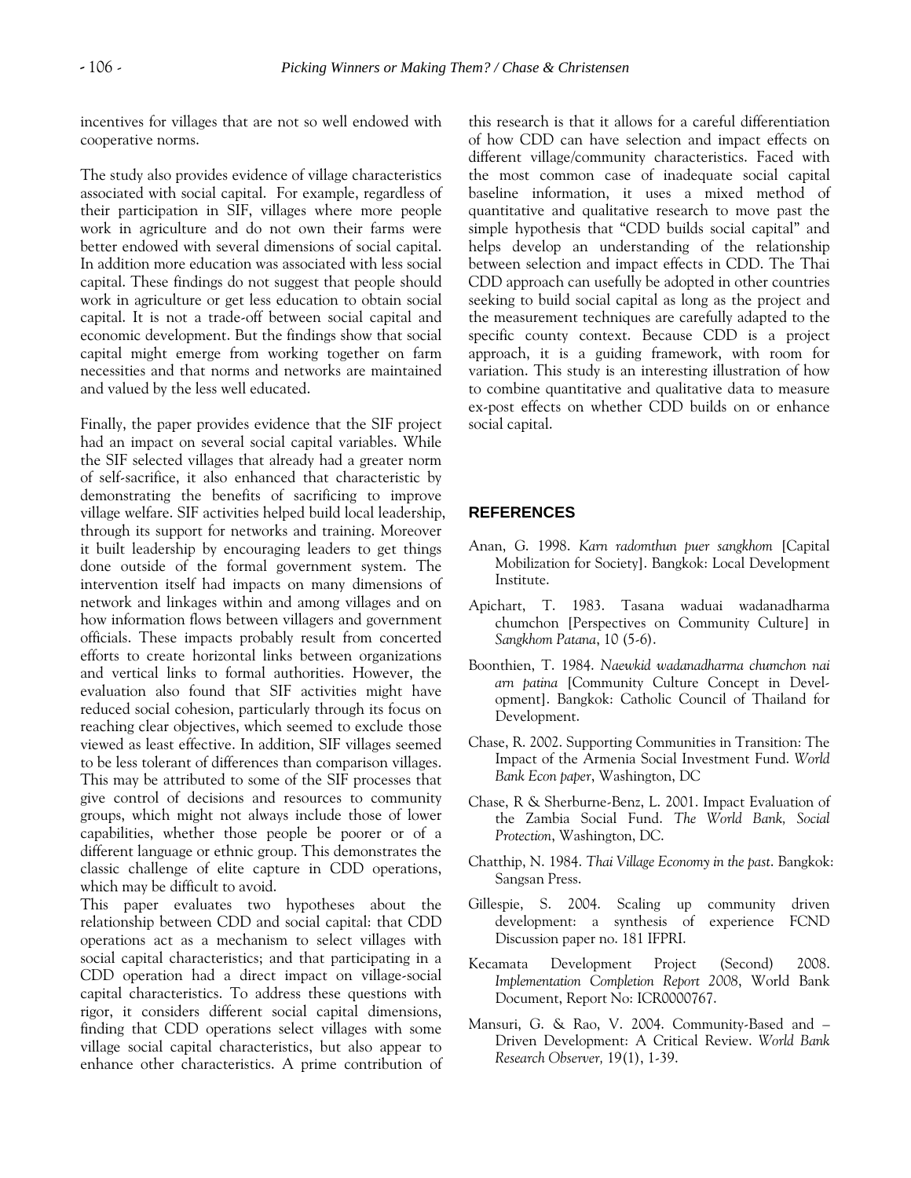incentives for villages that are not so well endowed with cooperative norms.

The study also provides evidence of village characteristics associated with social capital. For example, regardless of their participation in SIF, villages where more people work in agriculture and do not own their farms were better endowed with several dimensions of social capital. In addition more education was associated with less social capital. These findings do not suggest that people should work in agriculture or get less education to obtain social capital. It is not a trade-off between social capital and economic development. But the findings show that social capital might emerge from working together on farm necessities and that norms and networks are maintained and valued by the less well educated.

Finally, the paper provides evidence that the SIF project had an impact on several social capital variables. While the SIF selected villages that already had a greater norm of self-sacrifice, it also enhanced that characteristic by demonstrating the benefits of sacrificing to improve village welfare. SIF activities helped build local leadership, through its support for networks and training. Moreover it built leadership by encouraging leaders to get things done outside of the formal government system. The intervention itself had impacts on many dimensions of network and linkages within and among villages and on how information flows between villagers and government officials. These impacts probably result from concerted efforts to create horizontal links between organizations and vertical links to formal authorities. However, the evaluation also found that SIF activities might have reduced social cohesion, particularly through its focus on reaching clear objectives, which seemed to exclude those viewed as least effective. In addition, SIF villages seemed to be less tolerant of differences than comparison villages. This may be attributed to some of the SIF processes that give control of decisions and resources to community groups, which might not always include those of lower capabilities, whether those people be poorer or of a different language or ethnic group. This demonstrates the classic challenge of elite capture in CDD operations, which may be difficult to avoid.

This paper evaluates two hypotheses about the relationship between CDD and social capital: that CDD operations act as a mechanism to select villages with social capital characteristics; and that participating in a CDD operation had a direct impact on village-social capital characteristics. To address these questions with rigor, it considers different social capital dimensions, finding that CDD operations select villages with some village social capital characteristics, but also appear to enhance other characteristics. A prime contribution of this research is that it allows for a careful differentiation of how CDD can have selection and impact effects on different village/community characteristics. Faced with the most common case of inadequate social capital baseline information, it uses a mixed method of quantitative and qualitative research to move past the simple hypothesis that "CDD builds social capital" and helps develop an understanding of the relationship between selection and impact effects in CDD. The Thai CDD approach can usefully be adopted in other countries seeking to build social capital as long as the project and the measurement techniques are carefully adapted to the specific county context. Because CDD is a project approach, it is a guiding framework, with room for variation. This study is an interesting illustration of how to combine quantitative and qualitative data to measure ex-post effects on whether CDD builds on or enhance social capital.

## REFERENCES

Anan, G. 1998. *Karn radomthun puer sangkhom* [Capital Mobilization for Society]. Bangkok: Local Development Institute.

Apichart, T. 1983. Tasana waduai wadanadharma chumchon [Perspectives on Community Culture] in *Sangkhom Patana*, 10 (5-6).

Boonthien, T. 1984. *Naewkid wadanadharma chumchon nai arn patina* [Community Culture Concept in Development]. Bangkok: Catholic Council of Thailand for Development.

Chase, R. 2002. Supporting Communities in Transition: The Impact of the Armenia Social Investment Fund. *World Bank Econ paper*, Washington, DC

Chase, R & Sherburne-Benz, L. 2001. Impact Evaluation of the Zambia Social Fund. *The World Bank, Social Protection*, Washington, DC.

Chatthip, N. 1984. *Thai Village Economy in the past*. Bangkok: Sangsan Press.

Gillespie, S. 2004. Scaling up community driven development: a synthesis of experience FCND Discussion paper no. 181 IFPRI.

Kecamata Development Project (Second) 2008. *Implementation Completion Report 2008*, World Bank Document, Report No: ICR0000767.

Mansuri, G. & Rao, V. 2004. Community-Based and – Driven Development: A Critical Review. *World Bank Research Observer,* 19(1), 1-39.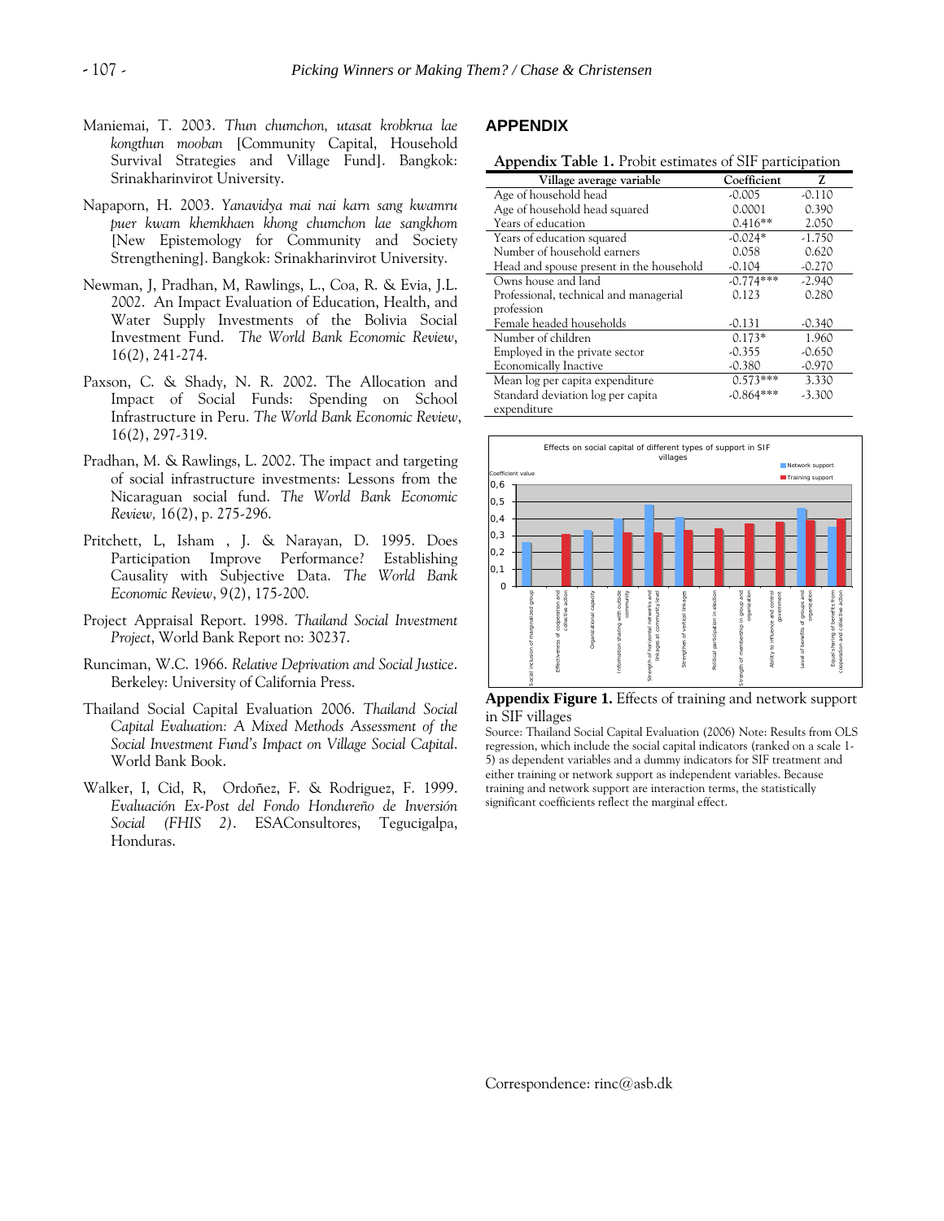Maniemai, T. 2003. *Thun chumchon, utasat krobkrua lae kongthun mooban* [Community Capital, Household Survival Strategies and Village Fund]. Bangkok: Srinakharinvirot University.

Napaporn, H. 2003. *Yanavidya mai nai karn sang kwamru puer kwam khemkhaen khong chumchon lae sangkhom* [New Epistemology for Community and Society Strengthening]. Bangkok: Srinakharinvirot University.

Newman, J, Pradhan, M, Rawlings, L., Coa, R. & Evia, J.L. 2002. An Impact Evaluation of Education, Health, and Water Supply Investments of the Bolivia Social Investment Fund. *The World Bank Economic Review*, 16(2), 241-274.

Paxson, C. & Shady, N. R. 2002. The Allocation and Impact of Social Funds: Spending on School Infrastructure in Peru. *The World Bank Economic Review*, 16(2), 297-319.

Pradhan, M. & Rawlings, L. 2002. The impact and targeting of social infrastructure investments: Lessons from the Nicaraguan social fund. *The World Bank Economic Review,* 16(2), p. 275-296.

Pritchett, L, Isham , J. & Narayan, D. 1995. Does Participation Improve Performance? Establishing Causality with Subjective Data. *The World Bank Economic Review*, 9(2), 175-200.

Project Appraisal Report. 1998. *Thailand Social Investment Project*, World Bank Report no: 30237.

Runciman, W.C. 1966. *Relative Deprivation and Social Justice*. Berkeley: University of California Press.

Thailand Social Capital Evaluation 2006. *Thailand Social Capital Evaluation: A Mixed Methods Assessment of the Social Investment Fund's Impact on Village Social Capital*. World Bank Book.

Walker, I, Cid, R, Ordoñez, F. & Rodriguez, F. 1999. *Evaluación Ex-Post del Fondo Hondureño de Inversión Social (FHIS 2)*. ESAConsultores, Tegucigalpa, Honduras.

## APPENDIX

**Appendix Table 1.** Probit estimates of SIF participation

| Village average variable | Coefficient | Z |
|---|---|---|
| Age of household head | -0.005 | -0.110 |
| Age of household head squared | 0.0001 | 0.390 |
| Years of education | 0.416** | 2.050 |
| Years of education squared | -0.024* | -1.750 |
| Number of household earners | 0.058 | 0.620 |
| Head and spouse present in the household | -0.104 | -0.270 |
| Owns house and land | -0.774*** | -2.940 |
| Professional, technical and managerial profession | 0.123 | 0.280 |
| Female headed households | -0.131 | -0.340 |
| Number of children | 0.173* | 1.960 |
| Employed in the private sector | -0.355 | -0.650 |
| Economically Inactive | -0.380 | -0.970 |
| Mean log per capita expenditure | 0.573*** | 3.330 |
| Standard deviation log per capita expenditure | -0.864*** | -3.300 |

Effects on social capital of different types of support in SIF villages

Coefficient value

Network support
Training support

0,6
0,5
0,4
0,3
0,2
0,1
0

Social inclusion of marginalized group
Effectiveness of cooperation and collective action
Organizational capacity
Information sharing with outside community
Strength of horizontal networks and linkages at community level
Strengthen of vertical linkages
Political participation in election
Strength of membership in group and organization
Ability to influence and control government
Level of benefits of groups and organization
Equal sharing of benefits from cooperation and collective action

**Appendix Figure 1.** Effects of training and network support in SIF villages

Source: Thailand Social Capital Evaluation (2006) Note: Results from OLS regression, which include the social capital indicators (ranked on a scale 1-5) as dependent variables and a dummy indicators for SIF treatment and either training or network support as independent variables. Because training and network support are interaction terms, the statistically significant coefficients reflect the marginal effect.

Correspondence: rinc@asb.dk